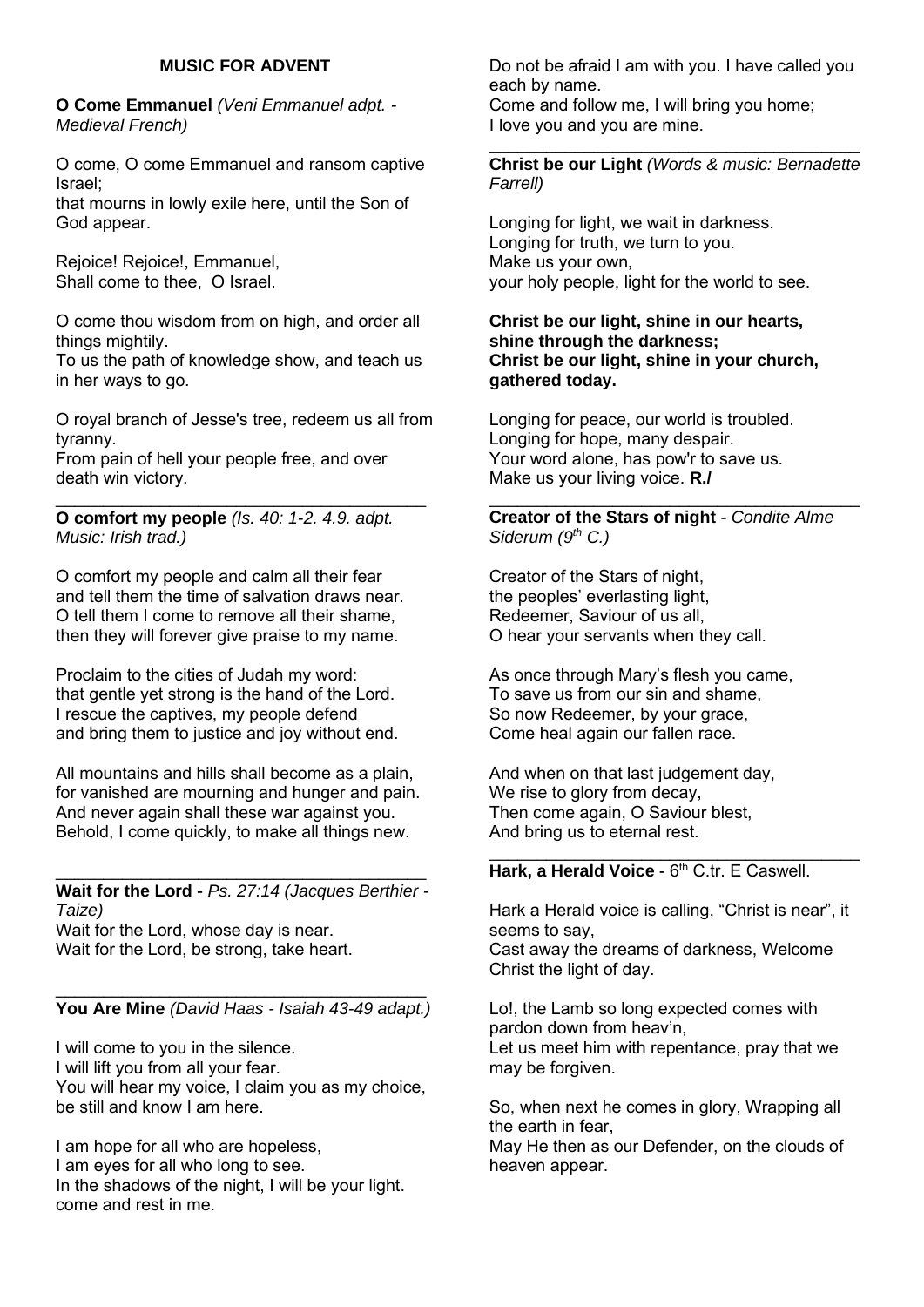## MUSIC FOR ADVENT

**O Come Emmanuel** *(Veni Emmanuel adpt. - Medieval French)*

O come, O come Emmanuel and ransom captive Israel;
that mourns in lowly exile here, until the Son of God appear.

Rejoice! Rejoice!, Emmanuel,
Shall come to thee, O Israel.

O come thou wisdom from on high, and order all things mightily.
To us the path of knowledge show, and teach us in her ways to go.

O royal branch of Jesse's tree, redeem us all from tyranny.
From pain of hell your people free, and over death win victory.

---

**O comfort my people** *(Is. 40: 1-2. 4.9. adpt. Music: Irish trad.)*

O comfort my people and calm all their fear
and tell them the time of salvation draws near.
O tell them I come to remove all their shame,
then they will forever give praise to my name.

Proclaim to the cities of Judah my word:
that gentle yet strong is the hand of the Lord.
I rescue the captives, my people defend
and bring them to justice and joy without end.

All mountains and hills shall become as a plain,
for vanished are mourning and hunger and pain.
And never again shall these war against you.
Behold, I come quickly, to make all things new.

---

**Wait for the Lord** - *Ps. 27:14 (Jacques Berthier - Taize)*
Wait for the Lord, whose day is near.
Wait for the Lord, be strong, take heart.

---

**You Are Mine** *(David Haas - Isaiah 43-49 adapt.)*

I will come to you in the silence.
I will lift you from all your fear.
You will hear my voice, I claim you as my choice,
be still and know I am here.

I am hope for all who are hopeless,
I am eyes for all who long to see.
In the shadows of the night, I will be your light.
come and rest in me.

Do not be afraid I am with you. I have called you each by name.
Come and follow me, I will bring you home;
I love you and you are mine.

---

**Christ be our Light** *(Words & music: Bernadette Farrell)*

Longing for light, we wait in darkness.
Longing for truth, we turn to you.
Make us your own,
your holy people, light for the world to see.

**Christ be our light, shine in our hearts,**
**shine through the darkness;**
**Christ be our light, shine in your church,**
**gathered today.**

Longing for peace, our world is troubled.
Longing for hope, many despair.
Your word alone, has pow'r to save us.
Make us your living voice. **R./**

---

**Creator of the Stars of night** - *Condite Alme Siderum (9th C.)*

Creator of the Stars of night,
the peoples' everlasting light,
Redeemer, Saviour of us all,
O hear your servants when they call.

As once through Mary's flesh you came,
To save us from our sin and shame,
So now Redeemer, by your grace,
Come heal again our fallen race.

And when on that last judgement day,
We rise to glory from decay,
Then come again, O Saviour blest,
And bring us to eternal rest.

---

**Hark, a Herald Voice** - 6th C.tr. E Caswell.

Hark a Herald voice is calling, "Christ is near", it seems to say,
Cast away the dreams of darkness, Welcome Christ the light of day.

Lo!, the Lamb so long expected comes with pardon down from heav'n,
Let us meet him with repentance, pray that we may be forgiven.

So, when next he comes in glory, Wrapping all the earth in fear,
May He then as our Defender, on the clouds of heaven appear.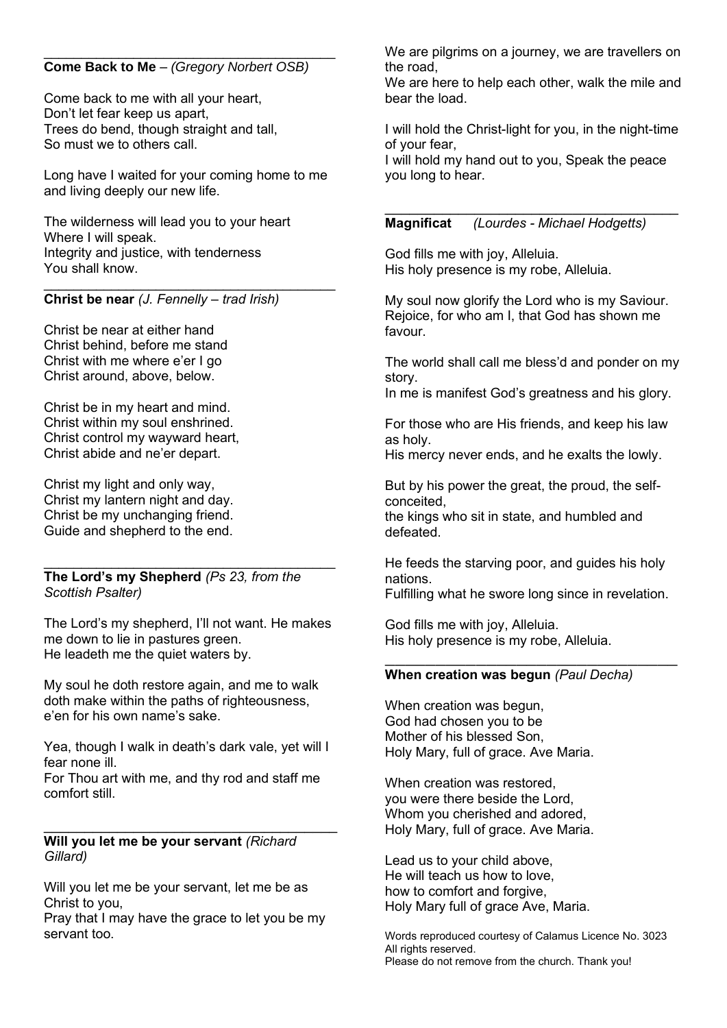**Come Back to Me** – *(Gregory Norbert OSB)*

Come back to me with all your heart,
Don't let fear keep us apart,
Trees do bend, though straight and tall,
So must we to others call.

Long have I waited for your coming home to me and living deeply our new life.

The wilderness will lead you to your heart
Where I will speak.
Integrity and justice, with tenderness
You shall know.

**Christ be near** *(J. Fennelly – trad Irish)*

Christ be near at either hand
Christ behind, before me stand
Christ with me where e'er I go
Christ around, above, below.

Christ be in my heart and mind.
Christ within my soul enshrined.
Christ control my wayward heart,
Christ abide and ne'er depart.

Christ my light and only way,
Christ my lantern night and day.
Christ be my unchanging friend.
Guide and shepherd to the end.

**The Lord's my Shepherd** *(Ps 23, from the Scottish Psalter)*

The Lord's my shepherd, I'll not want. He makes me down to lie in pastures green.
He leadeth me the quiet waters by.

My soul he doth restore again, and me to walk doth make within the paths of righteousness, e'en for his own name's sake.

Yea, though I walk in death's dark vale, yet will I fear none ill.
For Thou art with me, and thy rod and staff me comfort still.

**Will you let me be your servant** *(Richard Gillard)*

Will you let me be your servant, let me be as Christ to you,
Pray that I may have the grace to let you be my servant too.

We are pilgrims on a journey, we are travellers on the road,
We are here to help each other, walk the mile and bear the load.

I will hold the Christ-light for you, in the night-time of your fear,
I will hold my hand out to you, Speak the peace you long to hear.

**Magnificat** *(Lourdes - Michael Hodgetts)*

God fills me with joy, Alleluia.
His holy presence is my robe, Alleluia.

My soul now glorify the Lord who is my Saviour.
Rejoice, for who am I, that God has shown me favour.

The world shall call me bless'd and ponder on my story.
In me is manifest God's greatness and his glory.

For those who are His friends, and keep his law as holy.
His mercy never ends, and he exalts the lowly.

But by his power the great, the proud, the self-conceited,
the kings who sit in state, and humbled and defeated.

He feeds the starving poor, and guides his holy nations.
Fulfilling what he swore long since in revelation.

God fills me with joy, Alleluia.
His holy presence is my robe, Alleluia.

**When creation was begun** *(Paul Decha)*

When creation was begun,
God had chosen you to be
Mother of his blessed Son,
Holy Mary, full of grace. Ave Maria.

When creation was restored,
you were there beside the Lord,
Whom you cherished and adored,
Holy Mary, full of grace. Ave Maria.

Lead us to your child above,
He will teach us how to love,
how to comfort and forgive,
Holy Mary full of grace Ave, Maria.

Words reproduced courtesy of Calamus Licence No. 3023
All rights reserved.
Please do not remove from the church. Thank you!